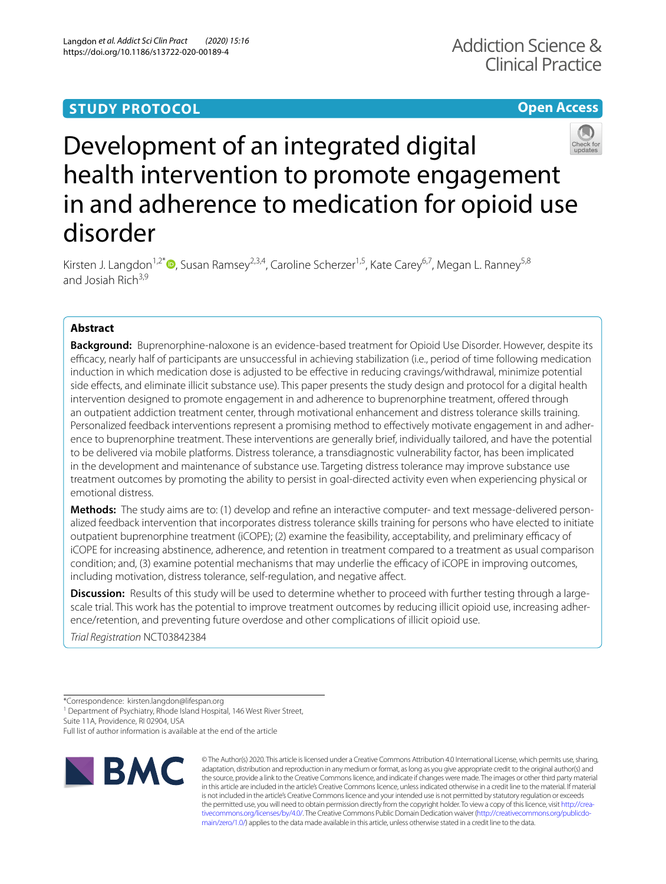**STUDY PROTOCOL** **Open Access**

# Development of an integrated digital health intervention to promote engagement in and adherence to medication for opioid use disorder

Kirsten J. Langdon[1,2*], Susan Ramsey[2,3,4], Caroline Scherzer[1,5], Kate Carey[6,7], Megan L. Ranney[5,8] and Josiah Rich[3,9]

## Abstract

**Background:** Buprenorphine-naloxone is an evidence-based treatment for Opioid Use Disorder. However, despite its efficacy, nearly half of participants are unsuccessful in achieving stabilization (i.e., period of time following medication induction in which medication dose is adjusted to be effective in reducing cravings/withdrawal, minimize potential side effects, and eliminate illicit substance use). This paper presents the study design and protocol for a digital health intervention designed to promote engagement in and adherence to buprenorphine treatment, offered through an outpatient addiction treatment center, through motivational enhancement and distress tolerance skills training. Personalized feedback interventions represent a promising method to effectively motivate engagement in and adherence to buprenorphine treatment. These interventions are generally brief, individually tailored, and have the potential to be delivered via mobile platforms. Distress tolerance, a transdiagnostic vulnerability factor, has been implicated in the development and maintenance of substance use. Targeting distress tolerance may improve substance use treatment outcomes by promoting the ability to persist in goal-directed activity even when experiencing physical or emotional distress.

**Methods:** The study aims are to: (1) develop and refine an interactive computer- and text message-delivered personalized feedback intervention that incorporates distress tolerance skills training for persons who have elected to initiate outpatient buprenorphine treatment (iCOPE); (2) examine the feasibility, acceptability, and preliminary efficacy of iCOPE for increasing abstinence, adherence, and retention in treatment compared to a treatment as usual comparison condition; and, (3) examine potential mechanisms that may underlie the efficacy of iCOPE in improving outcomes, including motivation, distress tolerance, self-regulation, and negative affect.

**Discussion:** Results of this study will be used to determine whether to proceed with further testing through a large-scale trial. This work has the potential to improve treatment outcomes by reducing illicit opioid use, increasing adherence/retention, and preventing future overdose and other complications of illicit opioid use.

*Trial Registration* NCT03842384

*Correspondence: kirsten.langdon@lifespan.org
[1] Department of Psychiatry, Rhode Island Hospital, 146 West River Street, Suite 11A, Providence, RI 02904, USA
Full list of author information is available at the end of the article

© The Author(s) 2020. This article is licensed under a Creative Commons Attribution 4.0 International License, which permits use, sharing, adaptation, distribution and reproduction in any medium or format, as long as you give appropriate credit to the original author(s) and the source, provide a link to the Creative Commons licence, and indicate if changes were made. The images or other third party material in this article are included in the article's Creative Commons licence, unless indicated otherwise in a credit line to the material. If material is not included in the article's Creative Commons licence and your intended use is not permitted by statutory regulation or exceeds the permitted use, you will need to obtain permission directly from the copyright holder. To view a copy of this licence, visit http://creativecommons.org/licenses/by/4.0/. The Creative Commons Public Domain Dedication waiver (http://creativecommons.org/publicdomain/zero/1.0/) applies to the data made available in this article, unless otherwise stated in a credit line to the data.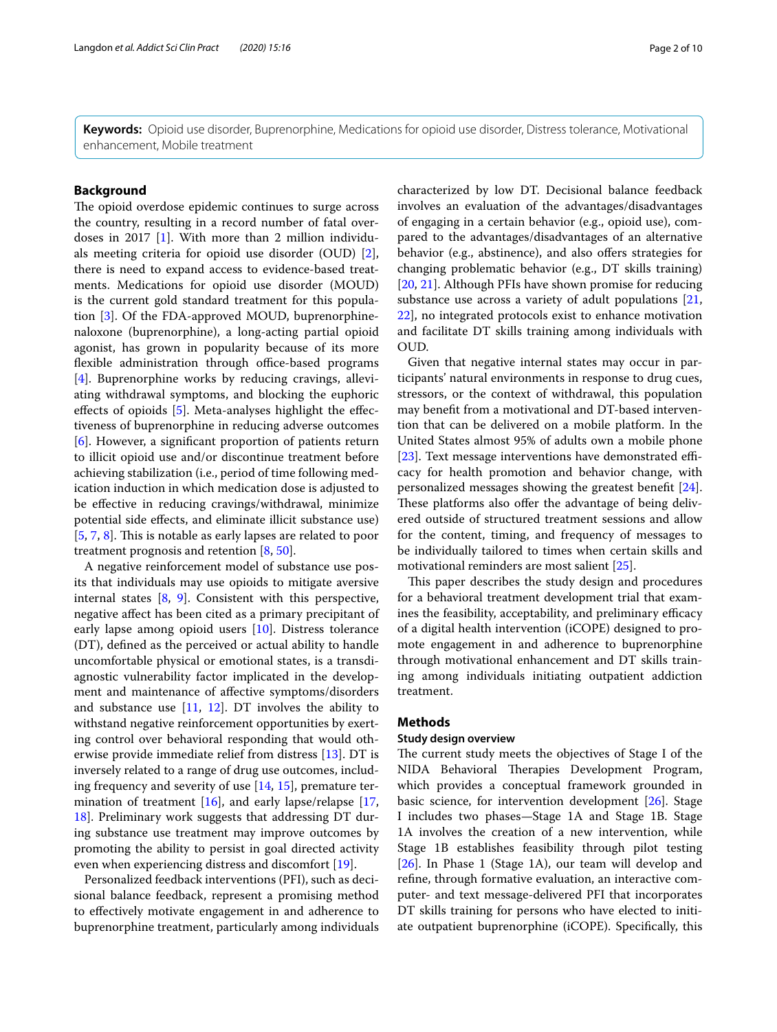**Keywords:** Opioid use disorder, Buprenorphine, Medications for opioid use disorder, Distress tolerance, Motivational enhancement, Mobile treatment

## Background

The opioid overdose epidemic continues to surge across the country, resulting in a record number of fatal overdoses in 2017 [1]. With more than 2 million individuals meeting criteria for opioid use disorder (OUD) [2], there is need to expand access to evidence-based treatments. Medications for opioid use disorder (MOUD) is the current gold standard treatment for this population [3]. Of the FDA-approved MOUD, buprenorphine-naloxone (buprenorphine), a long-acting partial opioid agonist, has grown in popularity because of its more flexible administration through office-based programs [4]. Buprenorphine works by reducing cravings, alleviating withdrawal symptoms, and blocking the euphoric effects of opioids [5]. Meta-analyses highlight the effectiveness of buprenorphine in reducing adverse outcomes [6]. However, a significant proportion of patients return to illicit opioid use and/or discontinue treatment before achieving stabilization (i.e., period of time following medication induction in which medication dose is adjusted to be effective in reducing cravings/withdrawal, minimize potential side effects, and eliminate illicit substance use) [5, 7, 8]. This is notable as early lapses are related to poor treatment prognosis and retention [8, 50].

A negative reinforcement model of substance use posits that individuals may use opioids to mitigate aversive internal states [8, 9]. Consistent with this perspective, negative affect has been cited as a primary precipitant of early lapse among opioid users [10]. Distress tolerance (DT), defined as the perceived or actual ability to handle uncomfortable physical or emotional states, is a transdiagnostic vulnerability factor implicated in the development and maintenance of affective symptoms/disorders and substance use [11, 12]. DT involves the ability to withstand negative reinforcement opportunities by exerting control over behavioral responding that would otherwise provide immediate relief from distress [13]. DT is inversely related to a range of drug use outcomes, including frequency and severity of use [14, 15], premature termination of treatment [16], and early lapse/relapse [17, 18]. Preliminary work suggests that addressing DT during substance use treatment may improve outcomes by promoting the ability to persist in goal directed activity even when experiencing distress and discomfort [19].

Personalized feedback interventions (PFI), such as decisional balance feedback, represent a promising method to effectively motivate engagement in and adherence to buprenorphine treatment, particularly among individuals characterized by low DT. Decisional balance feedback involves an evaluation of the advantages/disadvantages of engaging in a certain behavior (e.g., opioid use), compared to the advantages/disadvantages of an alternative behavior (e.g., abstinence), and also offers strategies for changing problematic behavior (e.g., DT skills training) [20, 21]. Although PFIs have shown promise for reducing substance use across a variety of adult populations [21, 22], no integrated protocols exist to enhance motivation and facilitate DT skills training among individuals with OUD.

Given that negative internal states may occur in participants' natural environments in response to drug cues, stressors, or the context of withdrawal, this population may benefit from a motivational and DT-based intervention that can be delivered on a mobile platform. In the United States almost 95% of adults own a mobile phone [23]. Text message interventions have demonstrated efficacy for health promotion and behavior change, with personalized messages showing the greatest benefit [24]. These platforms also offer the advantage of being delivered outside of structured treatment sessions and allow for the content, timing, and frequency of messages to be individually tailored to times when certain skills and motivational reminders are most salient [25].

This paper describes the study design and procedures for a behavioral treatment development trial that examines the feasibility, acceptability, and preliminary efficacy of a digital health intervention (iCOPE) designed to promote engagement in and adherence to buprenorphine through motivational enhancement and DT skills training among individuals initiating outpatient addiction treatment.

## Methods

### Study design overview

The current study meets the objectives of Stage I of the NIDA Behavioral Therapies Development Program, which provides a conceptual framework grounded in basic science, for intervention development [26]. Stage I includes two phases—Stage 1A and Stage 1B. Stage 1A involves the creation of a new intervention, while Stage 1B establishes feasibility through pilot testing [26]. In Phase 1 (Stage 1A), our team will develop and refine, through formative evaluation, an interactive computer- and text message-delivered PFI that incorporates DT skills training for persons who have elected to initiate outpatient buprenorphine (iCOPE). Specifically, this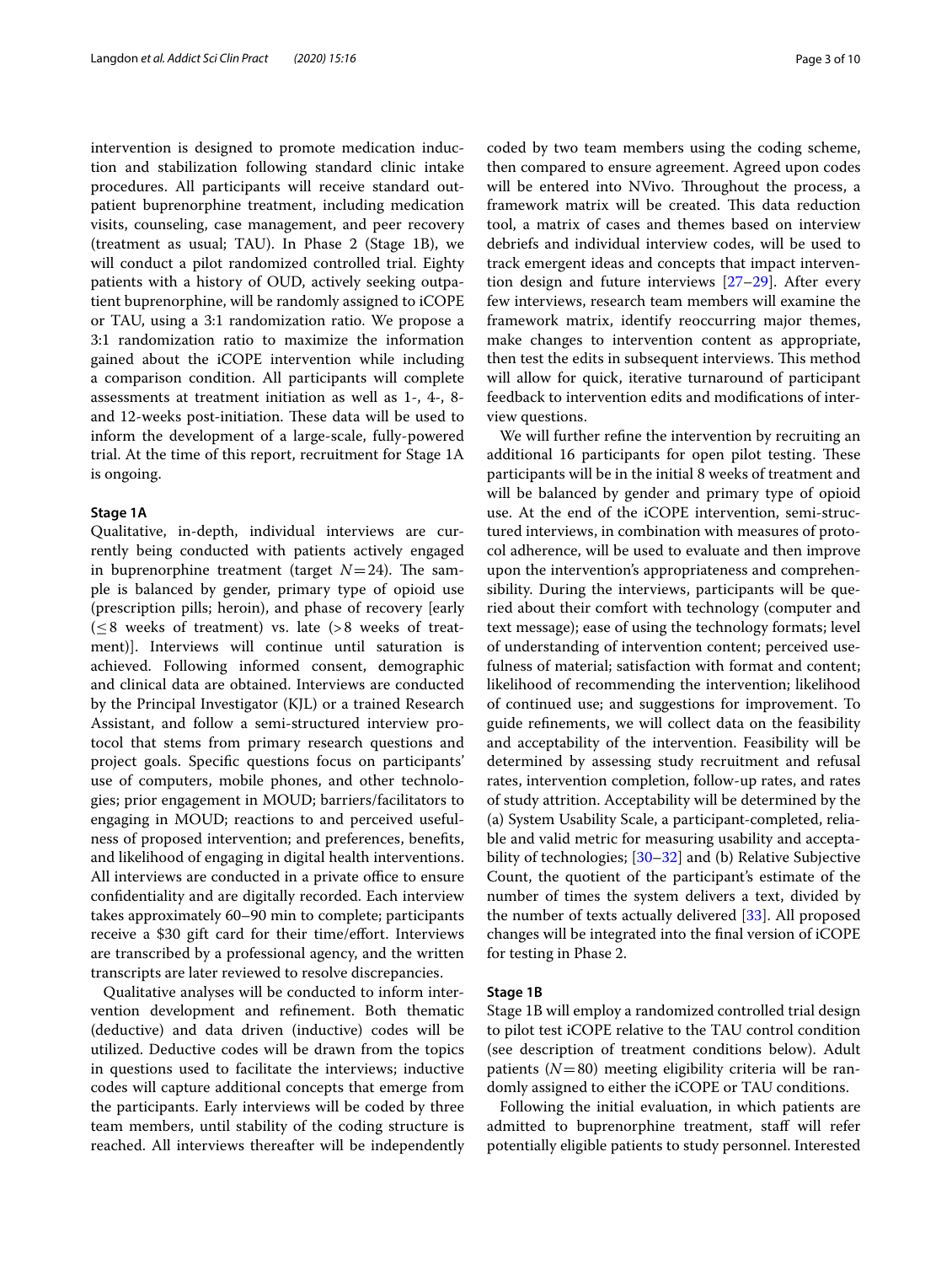intervention is designed to promote medication induction and stabilization following standard clinic intake procedures. All participants will receive standard outpatient buprenorphine treatment, including medication visits, counseling, case management, and peer recovery (treatment as usual; TAU). In Phase 2 (Stage 1B), we will conduct a pilot randomized controlled trial. Eighty patients with a history of OUD, actively seeking outpatient buprenorphine, will be randomly assigned to iCOPE or TAU, using a 3:1 randomization ratio. We propose a 3:1 randomization ratio to maximize the information gained about the iCOPE intervention while including a comparison condition. All participants will complete assessments at treatment initiation as well as 1-, 4-, 8- and 12-weeks post-initiation. These data will be used to inform the development of a large-scale, fully-powered trial. At the time of this report, recruitment for Stage 1A is ongoing.

### Stage 1A

Qualitative, in-depth, individual interviews are currently being conducted with patients actively engaged in buprenorphine treatment (target $N=24$). The sample is balanced by gender, primary type of opioid use (prescription pills; heroin), and phase of recovery [early ($\leq 8$ weeks of treatment) vs. late ($>8$ weeks of treatment)]. Interviews will continue until saturation is achieved. Following informed consent, demographic and clinical data are obtained. Interviews are conducted by the Principal Investigator (KJL) or a trained Research Assistant, and follow a semi-structured interview protocol that stems from primary research questions and project goals. Specific questions focus on participants' use of computers, mobile phones, and other technologies; prior engagement in MOUD; barriers/facilitators to engaging in MOUD; reactions to and perceived usefulness of proposed intervention; and preferences, benefits, and likelihood of engaging in digital health interventions. All interviews are conducted in a private office to ensure confidentiality and are digitally recorded. Each interview takes approximately 60–90 min to complete; participants receive a $30 gift card for their time/effort. Interviews are transcribed by a professional agency, and the written transcripts are later reviewed to resolve discrepancies.

Qualitative analyses will be conducted to inform intervention development and refinement. Both thematic (deductive) and data driven (inductive) codes will be utilized. Deductive codes will be drawn from the topics in questions used to facilitate the interviews; inductive codes will capture additional concepts that emerge from the participants. Early interviews will be coded by three team members, until stability of the coding structure is reached. All interviews thereafter will be independently coded by two team members using the coding scheme, then compared to ensure agreement. Agreed upon codes will be entered into NVivo. Throughout the process, a framework matrix will be created. This data reduction tool, a matrix of cases and themes based on interview debriefs and individual interview codes, will be used to track emergent ideas and concepts that impact intervention design and future interviews [27–29]. After every few interviews, research team members will examine the framework matrix, identify reoccurring major themes, make changes to intervention content as appropriate, then test the edits in subsequent interviews. This method will allow for quick, iterative turnaround of participant feedback to intervention edits and modifications of interview questions.

We will further refine the intervention by recruiting an additional 16 participants for open pilot testing. These participants will be in the initial 8 weeks of treatment and will be balanced by gender and primary type of opioid use. At the end of the iCOPE intervention, semi-structured interviews, in combination with measures of protocol adherence, will be used to evaluate and then improve upon the intervention's appropriateness and comprehensibility. During the interviews, participants will be queried about their comfort with technology (computer and text message); ease of using the technology formats; level of understanding of intervention content; perceived usefulness of material; satisfaction with format and content; likelihood of recommending the intervention; likelihood of continued use; and suggestions for improvement. To guide refinements, we will collect data on the feasibility and acceptability of the intervention. Feasibility will be determined by assessing study recruitment and refusal rates, intervention completion, follow-up rates, and rates of study attrition. Acceptability will be determined by the (a) System Usability Scale, a participant-completed, reliable and valid metric for measuring usability and acceptability of technologies; [30–32] and (b) Relative Subjective Count, the quotient of the participant's estimate of the number of times the system delivers a text, divided by the number of texts actually delivered [33]. All proposed changes will be integrated into the final version of iCOPE for testing in Phase 2.

### Stage 1B

Stage 1B will employ a randomized controlled trial design to pilot test iCOPE relative to the TAU control condition (see description of treatment conditions below). Adult patients ($N=80$) meeting eligibility criteria will be randomly assigned to either the iCOPE or TAU conditions.

Following the initial evaluation, in which patients are admitted to buprenorphine treatment, staff will refer potentially eligible patients to study personnel. Interested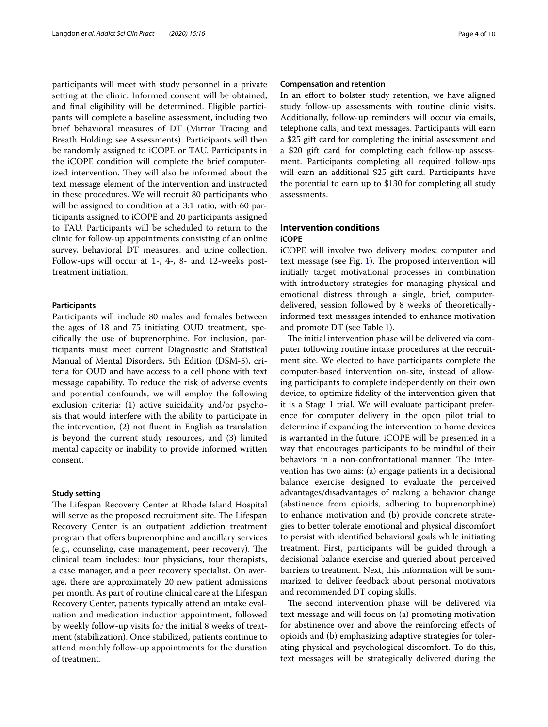participants will meet with study personnel in a private setting at the clinic. Informed consent will be obtained, and final eligibility will be determined. Eligible participants will complete a baseline assessment, including two brief behavioral measures of DT (Mirror Tracing and Breath Holding; see Assessments). Participants will then be randomly assigned to iCOPE or TAU. Participants in the iCOPE condition will complete the brief computerized intervention. They will also be informed about the text message element of the intervention and instructed in these procedures. We will recruit 80 participants who will be assigned to condition at a 3:1 ratio, with 60 participants assigned to iCOPE and 20 participants assigned to TAU. Participants will be scheduled to return to the clinic for follow-up appointments consisting of an online survey, behavioral DT measures, and urine collection. Follow-ups will occur at 1-, 4-, 8- and 12-weeks post-treatment initiation.

### Participants

Participants will include 80 males and females between the ages of 18 and 75 initiating OUD treatment, specifically the use of buprenorphine. For inclusion, participants must meet current Diagnostic and Statistical Manual of Mental Disorders, 5th Edition (DSM-5), criteria for OUD and have access to a cell phone with text message capability. To reduce the risk of adverse events and potential confounds, we will employ the following exclusion criteria: (1) active suicidality and/or psychosis that would interfere with the ability to participate in the intervention, (2) not fluent in English as translation is beyond the current study resources, and (3) limited mental capacity or inability to provide informed written consent.

### Study setting

The Lifespan Recovery Center at Rhode Island Hospital will serve as the proposed recruitment site. The Lifespan Recovery Center is an outpatient addiction treatment program that offers buprenorphine and ancillary services (e.g., counseling, case management, peer recovery). The clinical team includes: four physicians, four therapists, a case manager, and a peer recovery specialist. On average, there are approximately 20 new patient admissions per month. As part of routine clinical care at the Lifespan Recovery Center, patients typically attend an intake evaluation and medication induction appointment, followed by weekly follow-up visits for the initial 8 weeks of treatment (stabilization). Once stabilized, patients continue to attend monthly follow-up appointments for the duration of treatment.

### Compensation and retention

In an effort to bolster study retention, we have aligned study follow-up assessments with routine clinic visits. Additionally, follow-up reminders will occur via emails, telephone calls, and text messages. Participants will earn a $25 gift card for completing the initial assessment and a $20 gift card for completing each follow-up assessment. Participants completing all required follow-ups will earn an additional $25 gift card. Participants have the potential to earn up to $130 for completing all study assessments.

## Intervention conditions

### iCOPE

iCOPE will involve two delivery modes: computer and text message (see Fig. 1). The proposed intervention will initially target motivational processes in combination with introductory strategies for managing physical and emotional distress through a single, brief, computer-delivered, session followed by 8 weeks of theoretically-informed text messages intended to enhance motivation and promote DT (see Table 1).

The initial intervention phase will be delivered via computer following routine intake procedures at the recruitment site. We elected to have participants complete the computer-based intervention on-site, instead of allowing participants to complete independently on their own device, to optimize fidelity of the intervention given that it is a Stage 1 trial. We will evaluate participant preference for computer delivery in the open pilot trial to determine if expanding the intervention to home devices is warranted in the future. iCOPE will be presented in a way that encourages participants to be mindful of their behaviors in a non-confrontational manner. The intervention has two aims: (a) engage patients in a decisional balance exercise designed to evaluate the perceived advantages/disadvantages of making a behavior change (abstinence from opioids, adhering to buprenorphine) to enhance motivation and (b) provide concrete strategies to better tolerate emotional and physical discomfort to persist with identified behavioral goals while initiating treatment. First, participants will be guided through a decisional balance exercise and queried about perceived barriers to treatment. Next, this information will be summarized to deliver feedback about personal motivators and recommended DT coping skills.

The second intervention phase will be delivered via text message and will focus on (a) promoting motivation for abstinence over and above the reinforcing effects of opioids and (b) emphasizing adaptive strategies for tolerating physical and psychological discomfort. To do this, text messages will be strategically delivered during the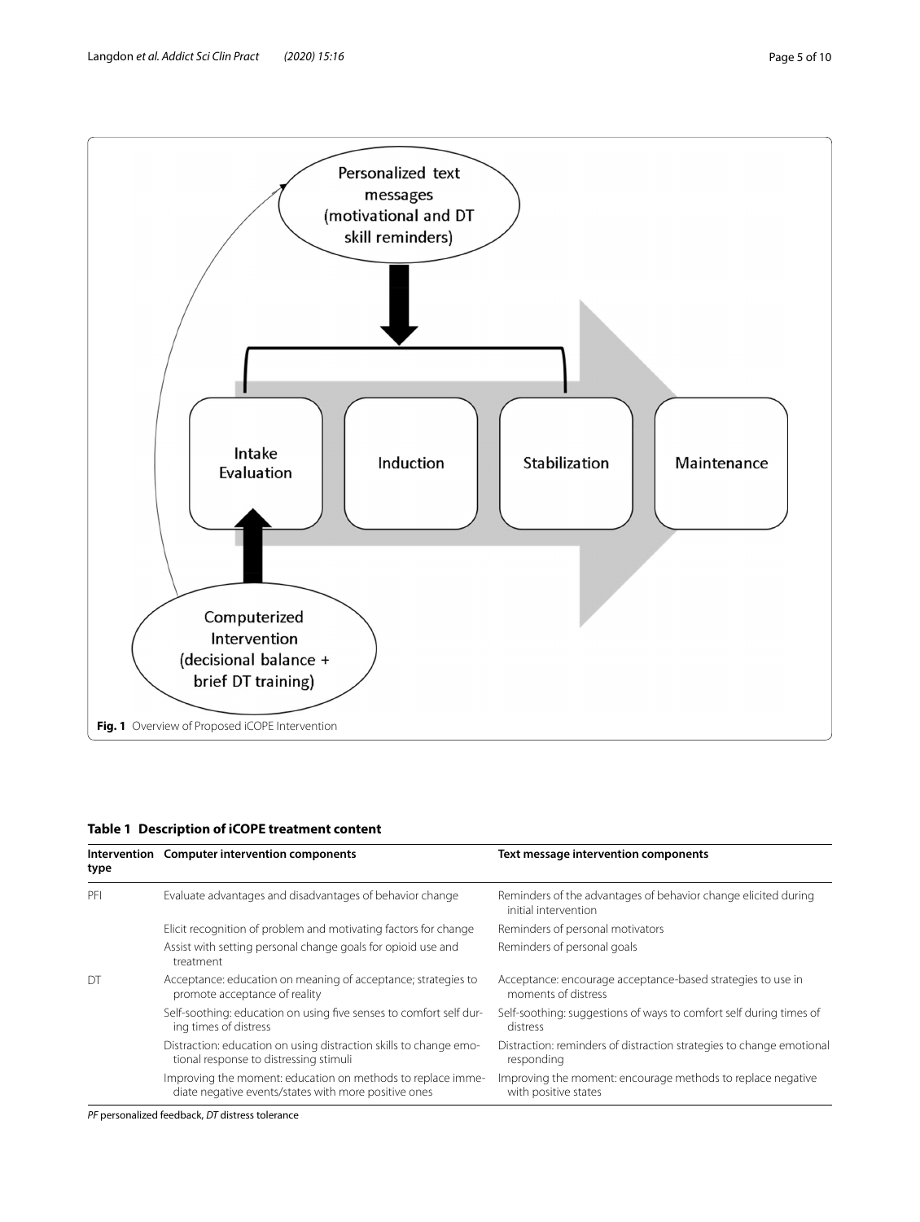Personalized text messages (motivational and DT skill reminders)

Intake Evaluation

Induction

Stabilization

Maintenance

Computerized Intervention (decisional balance + brief DT training)

**Fig. 1** Overview of Proposed iCOPE Intervention

**Table 1 Description of iCOPE treatment content**

| Intervention type | Computer intervention components | Text message intervention components |
|---|---|---|
| PFI | Evaluate advantages and disadvantages of behavior change | Reminders of the advantages of behavior change elicited during initial intervention |
| | Elicit recognition of problem and motivating factors for change | Reminders of personal motivators |
| | Assist with setting personal change goals for opioid use and treatment | Reminders of personal goals |
| DT | Acceptance: education on meaning of acceptance; strategies to promote acceptance of reality | Acceptance: encourage acceptance-based strategies to use in moments of distress |
| | Self-soothing: education on using five senses to comfort self during times of distress | Self-soothing: suggestions of ways to comfort self during times of distress |
| | Distraction: education on using distraction skills to change emotional response to distressing stimuli | Distraction: reminders of distraction strategies to change emotional responding |
| | Improving the moment: education on methods to replace immediate negative events/states with more positive ones | Improving the moment: encourage methods to replace negative with positive states |

*PF* personalized feedback, *DT* distress tolerance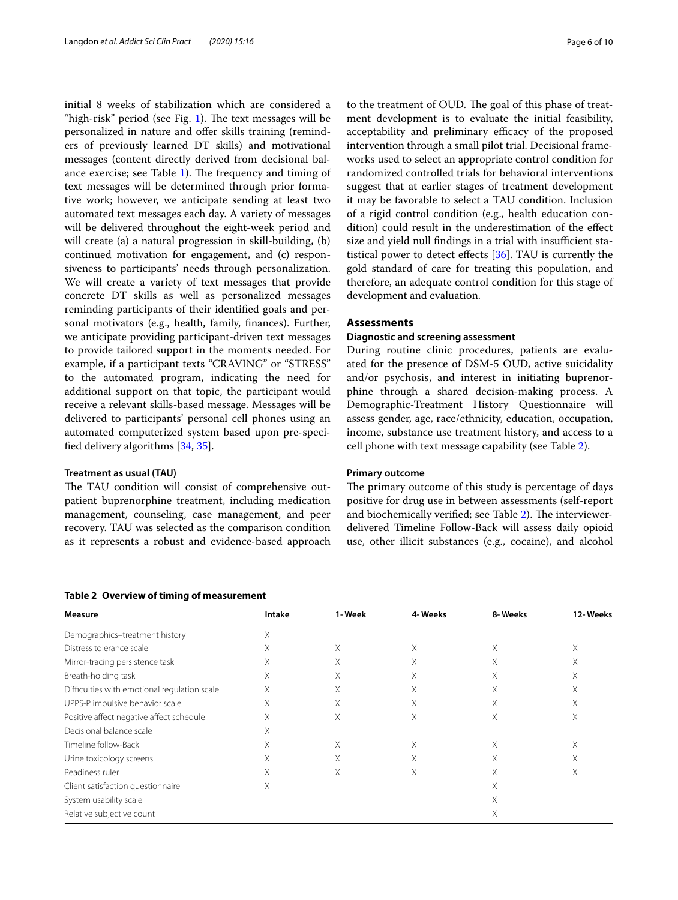initial 8 weeks of stabilization which are considered a "high-risk" period (see Fig. 1). The text messages will be personalized in nature and offer skills training (reminders of previously learned DT skills) and motivational messages (content directly derived from decisional balance exercise; see Table 1). The frequency and timing of text messages will be determined through prior formative work; however, we anticipate sending at least two automated text messages each day. A variety of messages will be delivered throughout the eight-week period and will create (a) a natural progression in skill-building, (b) continued motivation for engagement, and (c) responsiveness to participants' needs through personalization. We will create a variety of text messages that provide concrete DT skills as well as personalized messages reminding participants of their identified goals and personal motivators (e.g., health, family, finances). Further, we anticipate providing participant-driven text messages to provide tailored support in the moments needed. For example, if a participant texts "CRAVING" or "STRESS" to the automated program, indicating the need for additional support on that topic, the participant would receive a relevant skills-based message. Messages will be delivered to participants' personal cell phones using an automated computerized system based upon pre-specified delivery algorithms [34, 35].

#### Treatment as usual (TAU)

The TAU condition will consist of comprehensive outpatient buprenorphine treatment, including medication management, counseling, case management, and peer recovery. TAU was selected as the comparison condition as it represents a robust and evidence-based approach to the treatment of OUD. The goal of this phase of treatment development is to evaluate the initial feasibility, acceptability and preliminary efficacy of the proposed intervention through a small pilot trial. Decisional frameworks used to select an appropriate control condition for randomized controlled trials for behavioral interventions suggest that at earlier stages of treatment development it may be favorable to select a TAU condition. Inclusion of a rigid control condition (e.g., health education condition) could result in the underestimation of the effect size and yield null findings in a trial with insufficient statistical power to detect effects [36]. TAU is currently the gold standard of care for treating this population, and therefore, an adequate control condition for this stage of development and evaluation.

### Assessments

#### Diagnostic and screening assessment

During routine clinic procedures, patients are evaluated for the presence of DSM-5 OUD, active suicidality and/or psychosis, and interest in initiating buprenorphine through a shared decision-making process. A Demographic-Treatment History Questionnaire will assess gender, age, race/ethnicity, education, occupation, income, substance use treatment history, and access to a cell phone with text message capability (see Table 2).

#### Primary outcome

The primary outcome of this study is percentage of days positive for drug use in between assessments (self-report and biochemically verified; see Table 2). The interviewer-delivered Timeline Follow-Back will assess daily opioid use, other illicit substances (e.g., cocaine), and alcohol

**Table 2 Overview of timing of measurement**

| Measure | Intake | 1-Week | 4-Weeks | 8-Weeks | 12-Weeks |
|---|---|---|---|---|---|
| Demographics–treatment history | X | | | | |
| Distress tolerance scale | X | X | X | X | X |
| Mirror-tracing persistence task | X | X | X | X | X |
| Breath-holding task | X | X | X | X | X |
| Difficulties with emotional regulation scale | X | X | X | X | X |
| UPPS-P impulsive behavior scale | X | X | X | X | X |
| Positive affect negative affect schedule | X | X | X | X | X |
| Decisional balance scale | X | | | | |
| Timeline follow-Back | X | X | X | X | X |
| Urine toxicology screens | X | X | X | X | X |
| Readiness ruler | X | X | X | X | X |
| Client satisfaction questionnaire | X | | | X | |
| System usability scale | | | | X | |
| Relative subjective count | | | | X | |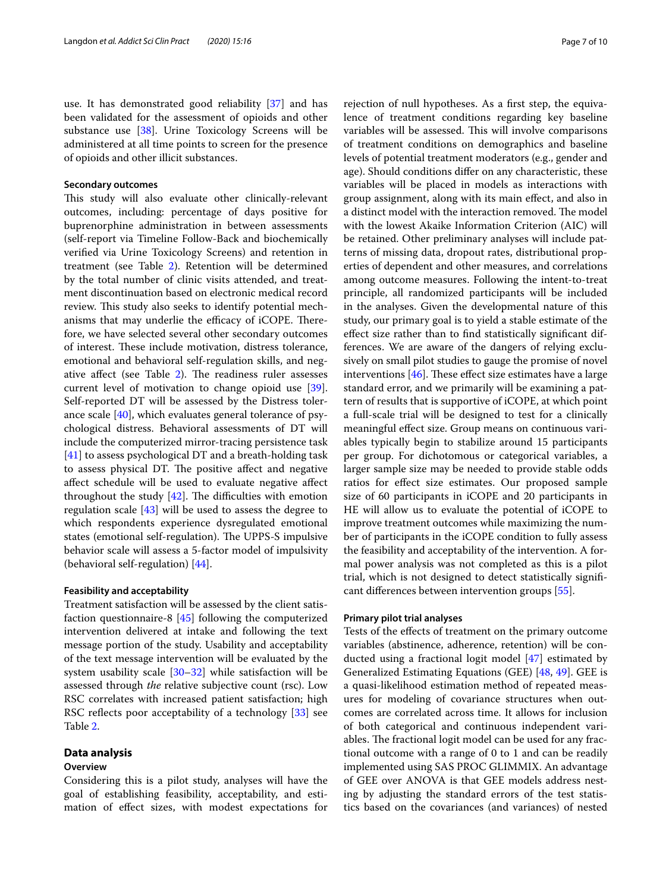use. It has demonstrated good reliability [37] and has been validated for the assessment of opioids and other substance use [38]. Urine Toxicology Screens will be administered at all time points to screen for the presence of opioids and other illicit substances.

#### Secondary outcomes

This study will also evaluate other clinically-relevant outcomes, including: percentage of days positive for buprenorphine administration in between assessments (self-report via Timeline Follow-Back and biochemically verified via Urine Toxicology Screens) and retention in treatment (see Table 2). Retention will be determined by the total number of clinic visits attended, and treatment discontinuation based on electronic medical record review. This study also seeks to identify potential mechanisms that may underlie the efficacy of iCOPE. Therefore, we have selected several other secondary outcomes of interest. These include motivation, distress tolerance, emotional and behavioral self-regulation skills, and negative affect (see Table 2). The readiness ruler assesses current level of motivation to change opioid use [39]. Self-reported DT will be assessed by the Distress tolerance scale [40], which evaluates general tolerance of psychological distress. Behavioral assessments of DT will include the computerized mirror-tracing persistence task [41] to assess psychological DT and a breath-holding task to assess physical DT. The positive affect and negative affect schedule will be used to evaluate negative affect throughout the study [42]. The difficulties with emotion regulation scale [43] will be used to assess the degree to which respondents experience dysregulated emotional states (emotional self-regulation). The UPPS-S impulsive behavior scale will assess a 5-factor model of impulsivity (behavioral self-regulation) [44].

#### Feasibility and acceptability

Treatment satisfaction will be assessed by the client satisfaction questionnaire-8 [45] following the computerized intervention delivered at intake and following the text message portion of the study. Usability and acceptability of the text message intervention will be evaluated by the system usability scale [30–32] while satisfaction will be assessed through *the* relative subjective count (rsc). Low RSC correlates with increased patient satisfaction; high RSC reflects poor acceptability of a technology [33] see Table 2.

## Data analysis

### Overview

Considering this is a pilot study, analyses will have the goal of establishing feasibility, acceptability, and estimation of effect sizes, with modest expectations for rejection of null hypotheses. As a first step, the equivalence of treatment conditions regarding key baseline variables will be assessed. This will involve comparisons of treatment conditions on demographics and baseline levels of potential treatment moderators (e.g., gender and age). Should conditions differ on any characteristic, these variables will be placed in models as interactions with group assignment, along with its main effect, and also in a distinct model with the interaction removed. The model with the lowest Akaike Information Criterion (AIC) will be retained. Other preliminary analyses will include patterns of missing data, dropout rates, distributional properties of dependent and other measures, and correlations among outcome measures. Following the intent-to-treat principle, all randomized participants will be included in the analyses. Given the developmental nature of this study, our primary goal is to yield a stable estimate of the effect size rather than to find statistically significant differences. We are aware of the dangers of relying exclusively on small pilot studies to gauge the promise of novel interventions [46]. These effect size estimates have a large standard error, and we primarily will be examining a pattern of results that is supportive of iCOPE, at which point a full-scale trial will be designed to test for a clinically meaningful effect size. Group means on continuous variables typically begin to stabilize around 15 participants per group. For dichotomous or categorical variables, a larger sample size may be needed to provide stable odds ratios for effect size estimates. Our proposed sample size of 60 participants in iCOPE and 20 participants in HE will allow us to evaluate the potential of iCOPE to improve treatment outcomes while maximizing the number of participants in the iCOPE condition to fully assess the feasibility and acceptability of the intervention. A formal power analysis was not completed as this is a pilot trial, which is not designed to detect statistically significant differences between intervention groups [55].

### Primary pilot trial analyses

Tests of the effects of treatment on the primary outcome variables (abstinence, adherence, retention) will be conducted using a fractional logit model [47] estimated by Generalized Estimating Equations (GEE) [48, 49]. GEE is a quasi-likelihood estimation method of repeated measures for modeling of covariance structures when outcomes are correlated across time. It allows for inclusion of both categorical and continuous independent variables. The fractional logit model can be used for any fractional outcome with a range of 0 to 1 and can be readily implemented using SAS PROC GLIMMIX. An advantage of GEE over ANOVA is that GEE models address nesting by adjusting the standard errors of the test statistics based on the covariances (and variances) of nested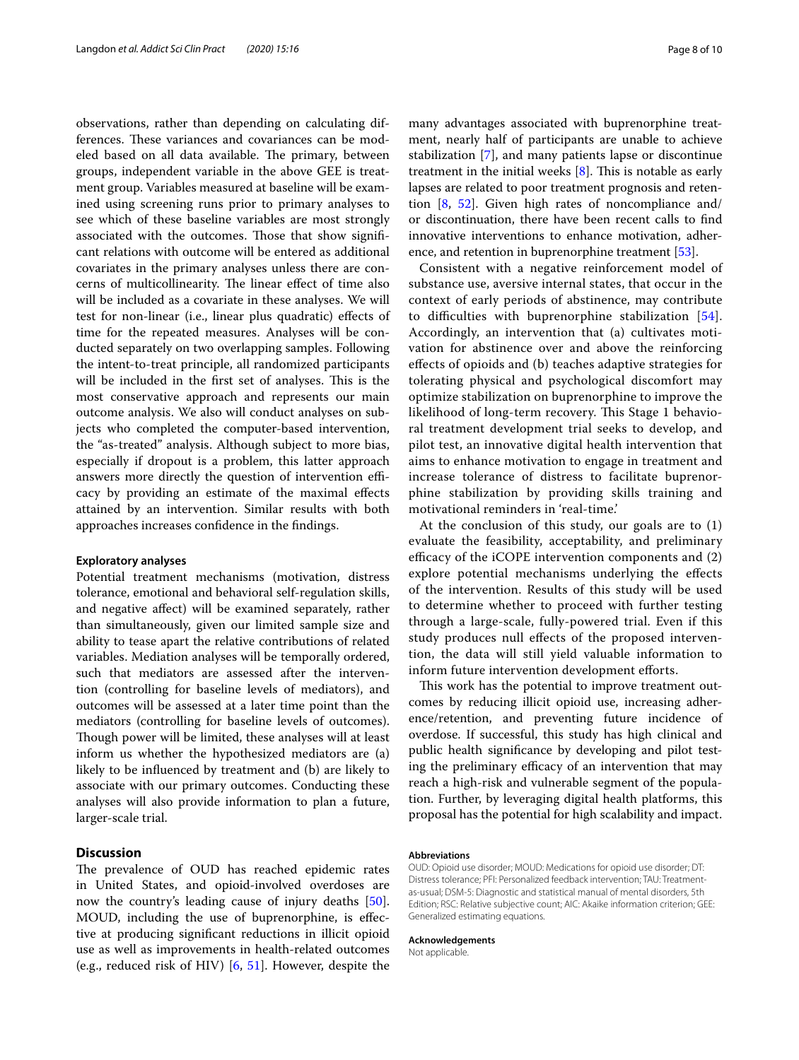observations, rather than depending on calculating differences. These variances and covariances can be modeled based on all data available. The primary, between groups, independent variable in the above GEE is treatment group. Variables measured at baseline will be examined using screening runs prior to primary analyses to see which of these baseline variables are most strongly associated with the outcomes. Those that show significant relations with outcome will be entered as additional covariates in the primary analyses unless there are concerns of multicollinearity. The linear effect of time also will be included as a covariate in these analyses. We will test for non-linear (i.e., linear plus quadratic) effects of time for the repeated measures. Analyses will be conducted separately on two overlapping samples. Following the intent-to-treat principle, all randomized participants will be included in the first set of analyses. This is the most conservative approach and represents our main outcome analysis. We also will conduct analyses on subjects who completed the computer-based intervention, the "as-treated" analysis. Although subject to more bias, especially if dropout is a problem, this latter approach answers more directly the question of intervention efficacy by providing an estimate of the maximal effects attained by an intervention. Similar results with both approaches increases confidence in the findings.

#### Exploratory analyses

Potential treatment mechanisms (motivation, distress tolerance, emotional and behavioral self-regulation skills, and negative affect) will be examined separately, rather than simultaneously, given our limited sample size and ability to tease apart the relative contributions of related variables. Mediation analyses will be temporally ordered, such that mediators are assessed after the intervention (controlling for baseline levels of mediators), and outcomes will be assessed at a later time point than the mediators (controlling for baseline levels of outcomes). Though power will be limited, these analyses will at least inform us whether the hypothesized mediators are (a) likely to be influenced by treatment and (b) are likely to associate with our primary outcomes. Conducting these analyses will also provide information to plan a future, larger-scale trial.

## Discussion

The prevalence of OUD has reached epidemic rates in United States, and opioid-involved overdoses are now the country's leading cause of injury deaths [50]. MOUD, including the use of buprenorphine, is effective at producing significant reductions in illicit opioid use as well as improvements in health-related outcomes (e.g., reduced risk of HIV) [6, 51]. However, despite the many advantages associated with buprenorphine treatment, nearly half of participants are unable to achieve stabilization [7], and many patients lapse or discontinue treatment in the initial weeks [8]. This is notable as early lapses are related to poor treatment prognosis and retention [8, 52]. Given high rates of noncompliance and/or discontinuation, there have been recent calls to find innovative interventions to enhance motivation, adherence, and retention in buprenorphine treatment [53].

Consistent with a negative reinforcement model of substance use, aversive internal states, that occur in the context of early periods of abstinence, may contribute to difficulties with buprenorphine stabilization [54]. Accordingly, an intervention that (a) cultivates motivation for abstinence over and above the reinforcing effects of opioids and (b) teaches adaptive strategies for tolerating physical and psychological discomfort may optimize stabilization on buprenorphine to improve the likelihood of long-term recovery. This Stage 1 behavioral treatment development trial seeks to develop, and pilot test, an innovative digital health intervention that aims to enhance motivation to engage in treatment and increase tolerance of distress to facilitate buprenorphine stabilization by providing skills training and motivational reminders in 'real-time.'

At the conclusion of this study, our goals are to (1) evaluate the feasibility, acceptability, and preliminary efficacy of the iCOPE intervention components and (2) explore potential mechanisms underlying the effects of the intervention. Results of this study will be used to determine whether to proceed with further testing through a large-scale, fully-powered trial. Even if this study produces null effects of the proposed intervention, the data will still yield valuable information to inform future intervention development efforts.

This work has the potential to improve treatment outcomes by reducing illicit opioid use, increasing adherence/retention, and preventing future incidence of overdose. If successful, this study has high clinical and public health significance by developing and pilot testing the preliminary efficacy of an intervention that may reach a high-risk and vulnerable segment of the population. Further, by leveraging digital health platforms, this proposal has the potential for high scalability and impact.

#### Abbreviations

OUD: Opioid use disorder; MOUD: Medications for opioid use disorder; DT: Distress tolerance; PFI: Personalized feedback intervention; TAU: Treatment-as-usual; DSM-5: Diagnostic and statistical manual of mental disorders, 5th Edition; RSC: Relative subjective count; AIC: Akaike information criterion; GEE: Generalized estimating equations.

#### Acknowledgements

Not applicable.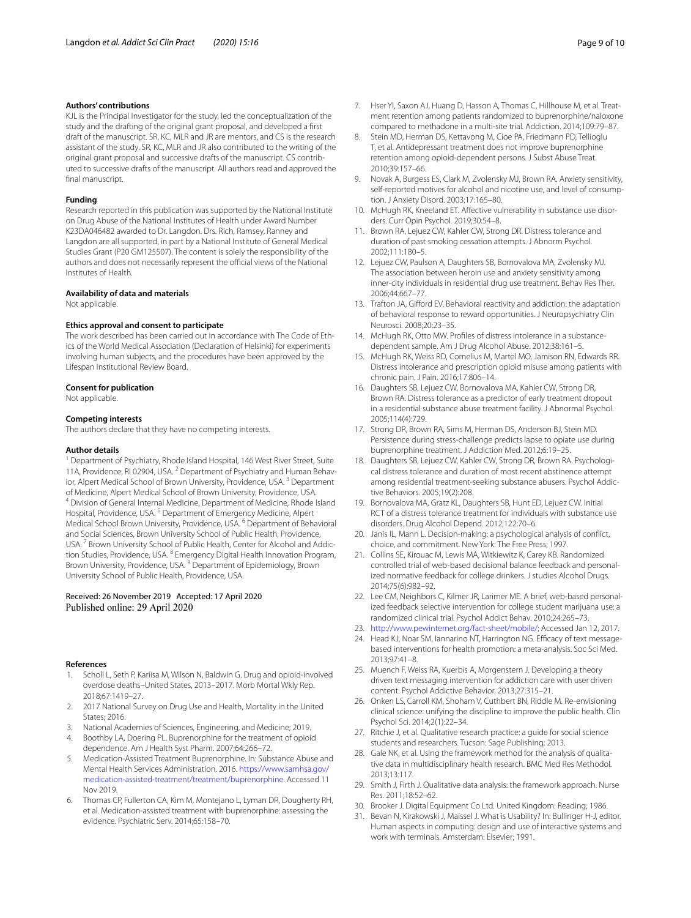### Authors' contributions

KJL is the Principal Investigator for the study, led the conceptualization of the study and the drafting of the original grant proposal, and developed a first draft of the manuscript. SR, KC, MLR and JR are mentors, and CS is the research assistant of the study. SR, KC, MLR and JR also contributed to the writing of the original grant proposal and successive drafts of the manuscript. CS contributed to successive drafts of the manuscript. All authors read and approved the final manuscript.

### Funding

Research reported in this publication was supported by the National Institute on Drug Abuse of the National Institutes of Health under Award Number K23DA046482 awarded to Dr. Langdon. Drs. Rich, Ramsey, Ranney and Langdon are all supported, in part by a National Institute of General Medical Studies Grant (P20 GM125507). The content is solely the responsibility of the authors and does not necessarily represent the official views of the National Institutes of Health.

### Availability of data and materials

Not applicable.

### Ethics approval and consent to participate

The work described has been carried out in accordance with The Code of Ethics of the World Medical Association (Declaration of Helsinki) for experiments involving human subjects, and the procedures have been approved by the Lifespan Institutional Review Board.

### Consent for publication

Not applicable.

### Competing interests

The authors declare that they have no competing interests.

### Author details

[1] Department of Psychiatry, Rhode Island Hospital, 146 West River Street, Suite 11A, Providence, RI 02904, USA. [2] Department of Psychiatry and Human Behavior, Alpert Medical School of Brown University, Providence, USA. [3] Department of Medicine, Alpert Medical School of Brown University, Providence, USA. [4] Division of General Internal Medicine, Department of Medicine, Rhode Island Hospital, Providence, USA. [5] Department of Emergency Medicine, Alpert Medical School Brown University, Providence, USA. [6] Department of Behavioral and Social Sciences, Brown University School of Public Health, Providence, USA. [7] Brown University School of Public Health, Center for Alcohol and Addiction Studies, Providence, USA. [8] Emergency Digital Health Innovation Program, Brown University, Providence, USA. [9] Department of Epidemiology, Brown University School of Public Health, Providence, USA.

Received: 26 November 2019 Accepted: 17 April 2020
Published online: 29 April 2020

### References

1. Scholl L, Seth P, Kariisa M, Wilson N, Baldwin G. Drug and opioid-involved overdose deaths–United States, 2013–2017. Morb Mortal Wkly Rep. 2018;67:1419–27.
2. 2017 National Survey on Drug Use and Health, Mortality in the United States; 2016.
3. National Academies of Sciences, Engineering, and Medicine; 2019.
4. Boothby LA, Doering PL. Buprenorphine for the treatment of opioid dependence. Am J Health Syst Pharm. 2007;64:266–72.
5. Medication-Assisted Treatment Buprenorphine. In: Substance Abuse and Mental Health Services Administration. 2016. https://www.samhsa.gov/medication-assisted-treatment/treatment/buprenorphine. Accessed 11 Nov 2019.
6. Thomas CP, Fullerton CA, Kim M, Montejano L, Lyman DR, Dougherty RH, et al. Medication-assisted treatment with buprenorphine: assessing the evidence. Psychiatr Serv. 2014;65:158–70.
7. Hser YI, Saxon AJ, Huang D, Hasson A, Thomas C, Hillhouse M, et al. Treatment retention among patients randomized to buprenorphine/naloxone compared to methadone in a multi-site trial. Addiction. 2014;109:79–87.
8. Stein MD, Herman DS, Kettavong M, Cioe PA, Friedmann PD, Tellioglu T, et al. Antidepressant treatment does not improve buprenorphine retention among opioid-dependent persons. J Subst Abuse Treat. 2010;39:157–66.
9. Novak A, Burgess ES, Clark M, Zvolensky MJ, Brown RA. Anxiety sensitivity, self-reported motives for alcohol and nicotine use, and level of consumption. J Anxiety Disord. 2003;17:165–80.
10. McHugh RK, Kneeland ET. Affective vulnerability in substance use disorders. Curr Opin Psychol. 2019;30:54–8.
11. Brown RA, Lejuez CW, Kahler CW, Strong DR. Distress tolerance and duration of past smoking cessation attempts. J Abnorm Psychol. 2002;111:180–5.
12. Lejuez CW, Paulson A, Daughters SB, Bornovalova MA, Zvolensky MJ. The association between heroin use and anxiety sensitivity among inner-city individuals in residential drug use treatment. Behav Res Ther. 2006;44:667–77.
13. Trafton JA, Gifford EV. Behavioral reactivity and addiction: the adaptation of behavioral response to reward opportunities. J Neuropsychiatry Clin Neurosci. 2008;20:23–35.
14. McHugh RK, Otto MW. Profiles of distress intolerance in a substance-dependent sample. Am J Drug Alcohol Abuse. 2012;38:161–5.
15. McHugh RK, Weiss RD, Cornelius M, Martel MO, Jamison RN, Edwards RR. Distress intolerance and prescription opioid misuse among patients with chronic pain. J Pain. 2016;17:806–14.
16. Daughters SB, Lejuez CW, Bornovalova MA, Kahler CW, Strong DR, Brown RA. Distress tolerance as a predictor of early treatment dropout in a residential substance abuse treatment facility. J Abnormal Psychol. 2005;114(4):729.
17. Strong DR, Brown RA, Sims M, Herman DS, Anderson BJ, Stein MD. Persistence during stress-challenge predicts lapse to opiate use during buprenorphine treatment. J Addiction Med. 2012;6:19–25.
18. Daughters SB, Lejuez CW, Kahler CW, Strong DR, Brown RA. Psychological distress tolerance and duration of most recent abstinence attempt among residential treatment-seeking substance abusers. Psychol Addictive Behaviors. 2005;19(2):208.
19. Bornovalova MA, Gratz KL, Daughters SB, Hunt ED, Lejuez CW. Initial RCT of a distress tolerance treatment for individuals with substance use disorders. Drug Alcohol Depend. 2012;122:70–6.
20. Janis IL, Mann L. Decision-making: a psychological analysis of conflict, choice, and commitment. New York: The Free Press; 1997.
21. Collins SE, Kirouac M, Lewis MA, Witkiewitz K, Carey KB. Randomized controlled trial of web-based decisional balance feedback and personalized normative feedback for college drinkers. J studies Alcohol Drugs. 2014;75(6):982–92.
22. Lee CM, Neighbors C, Kilmer JR, Larimer ME. A brief, web-based personalized feedback selective intervention for college student marijuana use: a randomized clinical trial. Psychol Addict Behav. 2010;24:265–73.
23. http://www.pewinternet.org/fact-sheet/mobile/; Accessed Jan 12, 2017.
24. Head KJ, Noar SM, Iannarino NT, Harrington NG. Efficacy of text message-based interventions for health promotion: a meta-analysis. Soc Sci Med. 2013;97:41–8.
25. Muench F, Weiss RA, Kuerbis A, Morgenstern J. Developing a theory driven text messaging intervention for addiction care with user driven content. Psychol Addictive Behavior. 2013;27:315–21.
26. Onken LS, Carroll KM, Shoham V, Cuthbert BN, Riddle M. Re-envisioning clinical science: unifying the discipline to improve the public health. Clin Psychol Sci. 2014;2(1):22–34.
27. Ritchie J, et al. Qualitative research practice: a guide for social science students and researchers. Tucson: Sage Publishing; 2013.
28. Gale NK, et al. Using the framework method for the analysis of qualitative data in multidisciplinary health research. BMC Med Res Methodol. 2013;13:117.
29. Smith J, Firth J. Qualitative data analysis: the framework approach. Nurse Res. 2011;18:52–62.
30. Brooker J. Digital Equipment Co Ltd. United Kingdom: Reading; 1986.
31. Bevan N, Kirakowski J, Maissel J. What is Usability? In: Bullinger H-J, editor. Human aspects in computing: design and use of interactive systems and work with terminals. Amsterdam: Elsevier; 1991.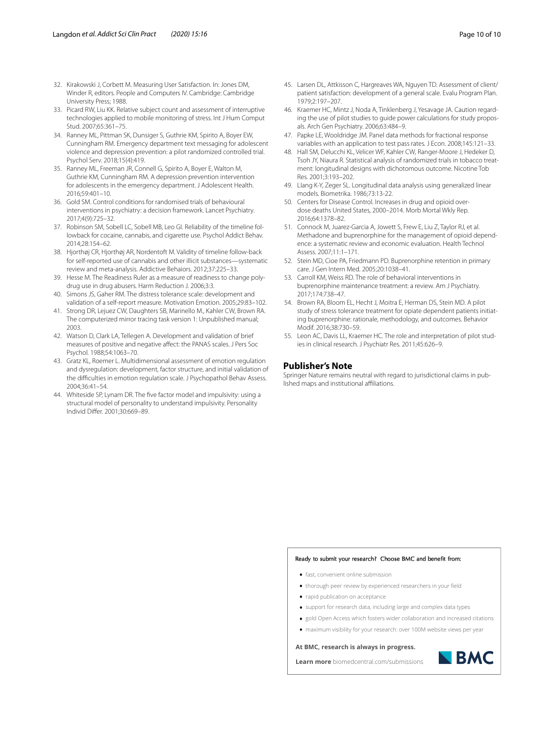32. Kirakowski J, Corbett M. Measuring User Satisfaction. In: Jones DM, Winder R, editors. People and Computers IV. Cambridge: Cambridge University Press; 1988.
33. Picard RW, Liu KK. Relative subject count and assessment of interruptive technologies applied to mobile monitoring of stress. Int J Hum Comput Stud. 2007;65:361–75.
34. Ranney ML, Pittman SK, Dunsiger S, Guthrie KM, Spirito A, Boyer EW, Cunningham RM. Emergency department text messaging for adolescent violence and depression prevention: a pilot randomized controlled trial. Psychol Serv. 2018;15(4):419.
35. Ranney ML, Freeman JR, Connell G, Spirito A, Boyer E, Walton M, Guthrie KM, Cunningham RM. A depression prevention intervention for adolescents in the emergency department. J Adolescent Health. 2016;59:401–10.
36. Gold SM. Control conditions for randomised trials of behavioural interventions in psychiatry: a decision framework. Lancet Psychiatry. 2017;4(9):725–32.
37. Robinson SM, Sobell LC, Sobell MB, Leo GI. Reliability of the timeline followback for cocaine, cannabis, and cigarette use. Psychol Addict Behav. 2014;28:154–62.
38. Hjorthøj CR, Hjorthøj AR, Nordentoft M. Validity of timeline follow-back for self-reported use of cannabis and other illicit substances—systematic review and meta-analysis. Addictive Behaiors. 2012;37:225–33.
39. Hesse M. The Readiness Ruler as a measure of readiness to change polydrug use in drug abusers. Harm Reduction J. 2006;3:3.
40. Simons JS, Gaher RM. The distress tolerance scale: development and validation of a self-report measure. Motivation Emotion. 2005;29:83–102.
41. Strong DR, Lejuez CW, Daughters SB, Marinello M., Kahler CW, Brown RA. The computerized mirror tracing task version 1: Unpublished manual; 2003.
42. Watson D, Clark LA, Tellegen A. Development and validation of brief measures of positive and negative affect: the PANAS scales. J Pers Soc Psychol. 1988;54:1063–70.
43. Gratz KL, Roemer L. Multidimensional assessment of emotion regulation and dysregulation: development, factor structure, and initial validation of the difficulties in emotion regulation scale. J Psychopathol Behav Assess. 2004;36:41–54.
44. Whiteside SP, Lynam DR. The five factor model and impulsivity: using a structural model of personality to understand impulsivity. Personality Individ Differ. 2001;30:669–89.
45. Larsen DL, Attkisson C, Hargreaves WA, Nguyen TD. Assessment of client/patient satisfaction: development of a general scale. Evalu Program Plan. 1979;2:197–207.
46. Kraemer HC, Mintz J, Noda A, Tinklenberg J, Yesavage JA. Caution regarding the use of pilot studies to guide power calculations for study proposals. Arch Gen Psychiatry. 2006;63:484–9.
47. Papke LE, Wooldridge JM. Panel data methods for fractional response variables with an application to test pass rates. J Econ. 2008;145:121–33.
48. Hall SM, Delucchi KL, Velicer WF, Kahler CW, Ranger-Moore J, Hedeker D, Tsoh JY, Niaura R. Statistical analysis of randomized trials in tobacco treatment: longitudinal designs with dichotomous outcome. Nicotine Tob Res. 2001;3:193–202.
49. Llang K-Y, Zeger SL. Longitudinal data analysis using generalized linear models. Biometrika. 1986;73:13-22.
50. Centers for Disease Control. Increases in drug and opioid overdose deaths United States, 2000–2014. Morb Mortal Wkly Rep. 2016;64:1378–82.
51. Connock M, Juarez-Garcia A, Jowett S, Frew E, Liu Z, Taylor RJ, et al. Methadone and buprenorphine for the management of opioid dependence: a systematic review and economic evaluation. Health Technol Assess. 2007;11:1–171.
52. Stein MD, Cioe PA, Friedmann PD. Buprenorphine retention in primary care. J Gen Intern Med. 2005;20:1038–41.
53. Carroll KM, Weiss RD. The role of behavioral interventions in buprenorphine maintenance treatment: a review. Am J Psychiatry. 2017;174:738–47.
54. Brown RA, Bloom EL, Hecht J, Moitra E, Herman DS, Stein MD. A pilot study of stress tolerance treatment for opiate dependent patients initiating buprenorphine: rationale, methodology, and outcomes. Behavior Modif. 2016;38:730–59.
55. Leon AC, Davis LL, Kraemer HC. The role and interpretation of pilot studies in clinical research. J Psychiatr Res. 2011;45:626–9.

## Publisher's Note

Springer Nature remains neutral with regard to jurisdictional claims in published maps and institutional affiliations.

Ready to submit your research? Choose BMC and benefit from:

- fast, convenient online submission
- thorough peer review by experienced researchers in your field
- rapid publication on acceptance
- support for research data, including large and complex data types
- gold Open Access which fosters wider collaboration and increased citations
- maximum visibility for your research: over 100M website views per year

**At BMC, research is always in progress.**

**Learn more** biomedcentral.com/submissions

BMC